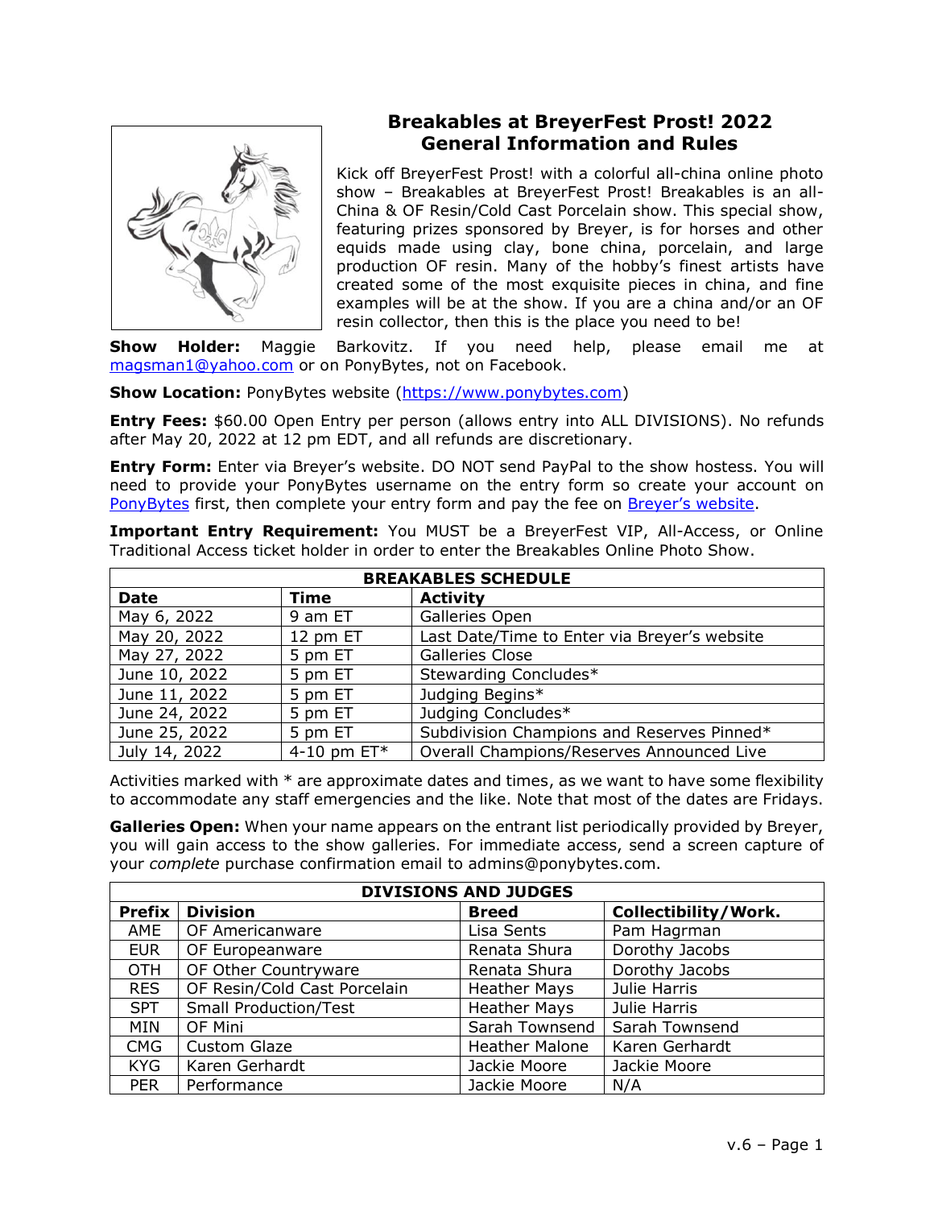# Breakables at BreyerFest Prost! 2022
# General Information and Rules

Kick off BreyerFest Prost! with a colorful all-china online photo show – Breakables at BreyerFest Prost! Breakables is an all-China & OF Resin/Cold Cast Porcelain show. This special show, featuring prizes sponsored by Breyer, is for horses and other equids made using clay, bone china, porcelain, and large production OF resin. Many of the hobby's finest artists have created some of the most exquisite pieces in china, and fine examples will be at the show. If you are a china and/or an OF resin collector, then this is the place you need to be!

**Show Holder:** Maggie Barkovitz. If you need help, please email me at magsman1@yahoo.com or on PonyBytes, not on Facebook.

**Show Location:** PonyBytes website (https://www.ponybytes.com)

**Entry Fees:** $60.00 Open Entry per person (allows entry into ALL DIVISIONS). No refunds after May 20, 2022 at 12 pm EDT, and all refunds are discretionary.

**Entry Form:** Enter via Breyer's website. DO NOT send PayPal to the show hostess. You will need to provide your PonyBytes username on the entry form so create your account on PonyBytes first, then complete your entry form and pay the fee on Breyer's website.

**Important Entry Requirement:** You MUST be a BreyerFest VIP, All-Access, or Online Traditional Access ticket holder in order to enter the Breakables Online Photo Show.

| BREAKABLES SCHEDULE | | |
|---|---|---|
| **Date** | **Time** | **Activity** |
| May 6, 2022 | 9 am ET | Galleries Open |
| May 20, 2022 | 12 pm ET | Last Date/Time to Enter via Breyer's website |
| May 27, 2022 | 5 pm ET | Galleries Close |
| June 10, 2022 | 5 pm ET | Stewarding Concludes* |
| June 11, 2022 | 5 pm ET | Judging Begins* |
| June 24, 2022 | 5 pm ET | Judging Concludes* |
| June 25, 2022 | 5 pm ET | Subdivision Champions and Reserves Pinned* |
| July 14, 2022 | 4-10 pm ET* | Overall Champions/Reserves Announced Live |

Activities marked with * are approximate dates and times, as we want to have some flexibility to accommodate any staff emergencies and the like. Note that most of the dates are Fridays.

**Galleries Open:** When your name appears on the entrant list periodically provided by Breyer, you will gain access to the show galleries. For immediate access, send a screen capture of your *complete* purchase confirmation email to admins@ponybytes.com.

| DIVISIONS AND JUDGES | | | |
|---|---|---|---|
| **Prefix** | **Division** | **Breed** | **Collectibility/Work.** |
| AME | OF Americanware | Lisa Sents | Pam Hagrman |
| EUR | OF Europeanware | Renata Shura | Dorothy Jacobs |
| OTH | OF Other Countryware | Renata Shura | Dorothy Jacobs |
| RES | OF Resin/Cold Cast Porcelain | Heather Mays | Julie Harris |
| SPT | Small Production/Test | Heather Mays | Julie Harris |
| MIN | OF Mini | Sarah Townsend | Sarah Townsend |
| CMG | Custom Glaze | Heather Malone | Karen Gerhardt |
| KYG | Karen Gerhardt | Jackie Moore | Jackie Moore |
| PER | Performance | Jackie Moore | N/A |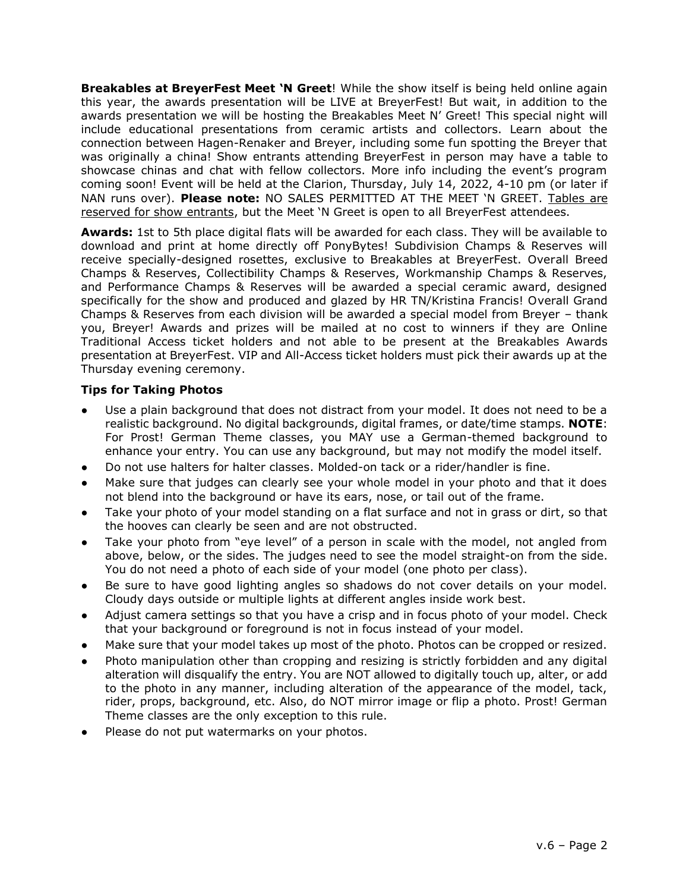**Breakables at BreyerFest Meet 'N Greet**! While the show itself is being held online again this year, the awards presentation will be LIVE at BreyerFest! But wait, in addition to the awards presentation we will be hosting the Breakables Meet N' Greet! This special night will include educational presentations from ceramic artists and collectors. Learn about the connection between Hagen-Renaker and Breyer, including some fun spotting the Breyer that was originally a china! Show entrants attending BreyerFest in person may have a table to showcase chinas and chat with fellow collectors. More info including the event's program coming soon! Event will be held at the Clarion, Thursday, July 14, 2022, 4-10 pm (or later if NAN runs over). **Please note:** NO SALES PERMITTED AT THE MEET 'N GREET. Tables are reserved for show entrants, but the Meet 'N Greet is open to all BreyerFest attendees.

**Awards:** 1st to 5th place digital flats will be awarded for each class. They will be available to download and print at home directly off PonyBytes! Subdivision Champs & Reserves will receive specially-designed rosettes, exclusive to Breakables at BreyerFest. Overall Breed Champs & Reserves, Collectibility Champs & Reserves, Workmanship Champs & Reserves, and Performance Champs & Reserves will be awarded a special ceramic award, designed specifically for the show and produced and glazed by HR TN/Kristina Francis! Overall Grand Champs & Reserves from each division will be awarded a special model from Breyer – thank you, Breyer! Awards and prizes will be mailed at no cost to winners if they are Online Traditional Access ticket holders and not able to be present at the Breakables Awards presentation at BreyerFest. VIP and All-Access ticket holders must pick their awards up at the Thursday evening ceremony.

### Tips for Taking Photos

- Use a plain background that does not distract from your model. It does not need to be a realistic background. No digital backgrounds, digital frames, or date/time stamps. **NOTE**: For Prost! German Theme classes, you MAY use a German-themed background to enhance your entry. You can use any background, but may not modify the model itself.
- Do not use halters for halter classes. Molded-on tack or a rider/handler is fine.
- Make sure that judges can clearly see your whole model in your photo and that it does not blend into the background or have its ears, nose, or tail out of the frame.
- Take your photo of your model standing on a flat surface and not in grass or dirt, so that the hooves can clearly be seen and are not obstructed.
- Take your photo from "eye level" of a person in scale with the model, not angled from above, below, or the sides. The judges need to see the model straight-on from the side. You do not need a photo of each side of your model (one photo per class).
- Be sure to have good lighting angles so shadows do not cover details on your model. Cloudy days outside or multiple lights at different angles inside work best.
- Adjust camera settings so that you have a crisp and in focus photo of your model. Check that your background or foreground is not in focus instead of your model.
- Make sure that your model takes up most of the photo. Photos can be cropped or resized.
- Photo manipulation other than cropping and resizing is strictly forbidden and any digital alteration will disqualify the entry. You are NOT allowed to digitally touch up, alter, or add to the photo in any manner, including alteration of the appearance of the model, tack, rider, props, background, etc. Also, do NOT mirror image or flip a photo. Prost! German Theme classes are the only exception to this rule.
- Please do not put watermarks on your photos.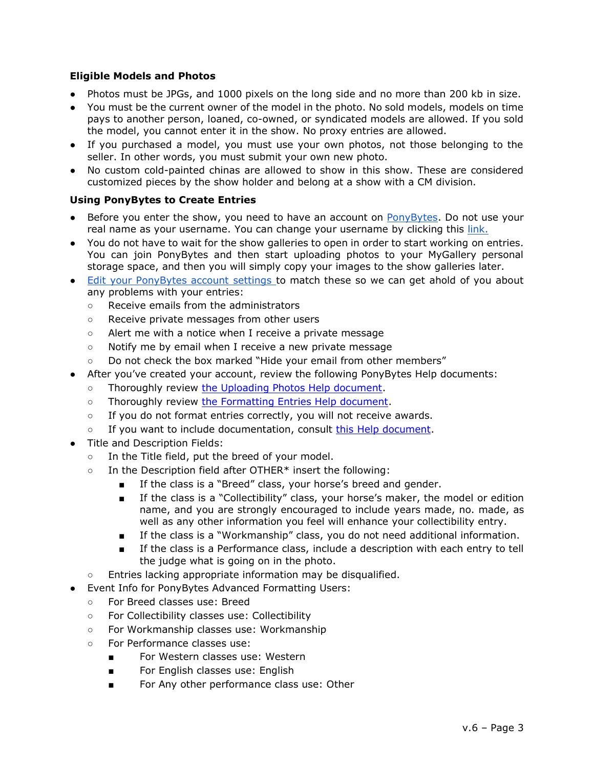### Eligible Models and Photos

- Photos must be JPGs, and 1000 pixels on the long side and no more than 200 kb in size.
- You must be the current owner of the model in the photo. No sold models, models on time pays to another person, loaned, co-owned, or syndicated models are allowed. If you sold the model, you cannot enter it in the show. No proxy entries are allowed.
- If you purchased a model, you must use your own photos, not those belonging to the seller. In other words, you must submit your own new photo.
- No custom cold-painted chinas are allowed to show in this show. These are considered customized pieces by the show holder and belong at a show with a CM division.

### Using PonyBytes to Create Entries

- Before you enter the show, you need to have an account on PonyBytes. Do not use your real name as your username. You can change your username by clicking this link.
- You do not have to wait for the show galleries to open in order to start working on entries. You can join PonyBytes and then start uploading photos to your MyGallery personal storage space, and then you will simply copy your images to the show galleries later.
- Edit your PonyBytes account settings to match these so we can get ahold of you about any problems with your entries:
  - Receive emails from the administrators
  - Receive private messages from other users
  - Alert me with a notice when I receive a private message
  - Notify me by email when I receive a new private message
  - Do not check the box marked "Hide your email from other members"
- After you've created your account, review the following PonyBytes Help documents:
  - Thoroughly review the Uploading Photos Help document.
  - Thoroughly review the Formatting Entries Help document.
  - If you do not format entries correctly, you will not receive awards.
  - If you want to include documentation, consult this Help document.
- Title and Description Fields:
  - In the Title field, put the breed of your model.
  - In the Description field after OTHER* insert the following:
    - If the class is a "Breed" class, your horse's breed and gender.
    - If the class is a "Collectibility" class, your horse's maker, the model or edition name, and you are strongly encouraged to include years made, no. made, as well as any other information you feel will enhance your collectibility entry.
    - If the class is a "Workmanship" class, you do not need additional information.
    - If the class is a Performance class, include a description with each entry to tell the judge what is going on in the photo.
  - Entries lacking appropriate information may be disqualified.
- Event Info for PonyBytes Advanced Formatting Users:
  - For Breed classes use: Breed
  - For Collectibility classes use: Collectibility
  - For Workmanship classes use: Workmanship
  - For Performance classes use:
    - For Western classes use: Western
    - For English classes use: English
    - For Any other performance class use: Other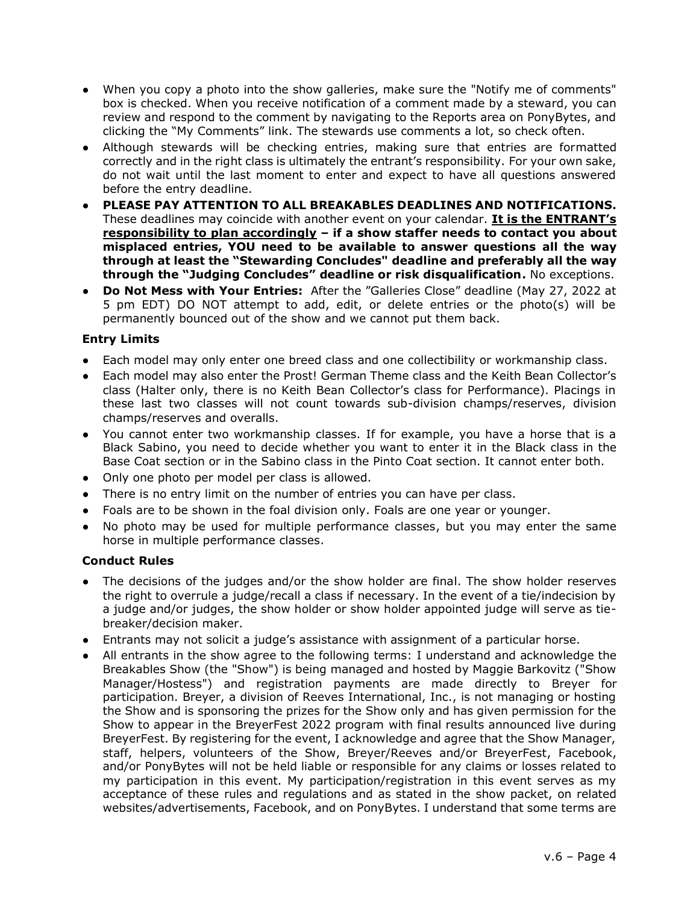- When you copy a photo into the show galleries, make sure the "Notify me of comments" box is checked. When you receive notification of a comment made by a steward, you can review and respond to the comment by navigating to the Reports area on PonyBytes, and clicking the "My Comments" link. The stewards use comments a lot, so check often.
- Although stewards will be checking entries, making sure that entries are formatted correctly and in the right class is ultimately the entrant's responsibility. For your own sake, do not wait until the last moment to enter and expect to have all questions answered before the entry deadline.
- **PLEASE PAY ATTENTION TO ALL BREAKABLES DEADLINES AND NOTIFICATIONS.** These deadlines may coincide with another event on your calendar. **<u>It is the ENTRANT's responsibility to plan accordingly</u> – if a show staffer needs to contact you about misplaced entries, YOU need to be available to answer questions all the way through at least the "Stewarding Concludes" deadline and preferably all the way through the "Judging Concludes" deadline or risk disqualification.** No exceptions.
- **Do Not Mess with Your Entries:** After the "Galleries Close" deadline (May 27, 2022 at 5 pm EDT) DO NOT attempt to add, edit, or delete entries or the photo(s) will be permanently bounced out of the show and we cannot put them back.

### Entry Limits

- Each model may only enter one breed class and one collectibility or workmanship class.
- Each model may also enter the Prost! German Theme class and the Keith Bean Collector's class (Halter only, there is no Keith Bean Collector's class for Performance). Placings in these last two classes will not count towards sub-division champs/reserves, division champs/reserves and overalls.
- You cannot enter two workmanship classes. If for example, you have a horse that is a Black Sabino, you need to decide whether you want to enter it in the Black class in the Base Coat section or in the Sabino class in the Pinto Coat section. It cannot enter both.
- Only one photo per model per class is allowed.
- There is no entry limit on the number of entries you can have per class.
- Foals are to be shown in the foal division only. Foals are one year or younger.
- No photo may be used for multiple performance classes, but you may enter the same horse in multiple performance classes.

### Conduct Rules

- The decisions of the judges and/or the show holder are final. The show holder reserves the right to overrule a judge/recall a class if necessary. In the event of a tie/indecision by a judge and/or judges, the show holder or show holder appointed judge will serve as tie-breaker/decision maker.
- Entrants may not solicit a judge's assistance with assignment of a particular horse.
- All entrants in the show agree to the following terms: I understand and acknowledge the Breakables Show (the "Show") is being managed and hosted by Maggie Barkovitz ("Show Manager/Hostess") and registration payments are made directly to Breyer for participation. Breyer, a division of Reeves International, Inc., is not managing or hosting the Show and is sponsoring the prizes for the Show only and has given permission for the Show to appear in the BreyerFest 2022 program with final results announced live during BreyerFest. By registering for the event, I acknowledge and agree that the Show Manager, staff, helpers, volunteers of the Show, Breyer/Reeves and/or BreyerFest, Facebook, and/or PonyBytes will not be held liable or responsible for any claims or losses related to my participation in this event. My participation/registration in this event serves as my acceptance of these rules and regulations and as stated in the show packet, on related websites/advertisements, Facebook, and on PonyBytes. I understand that some terms are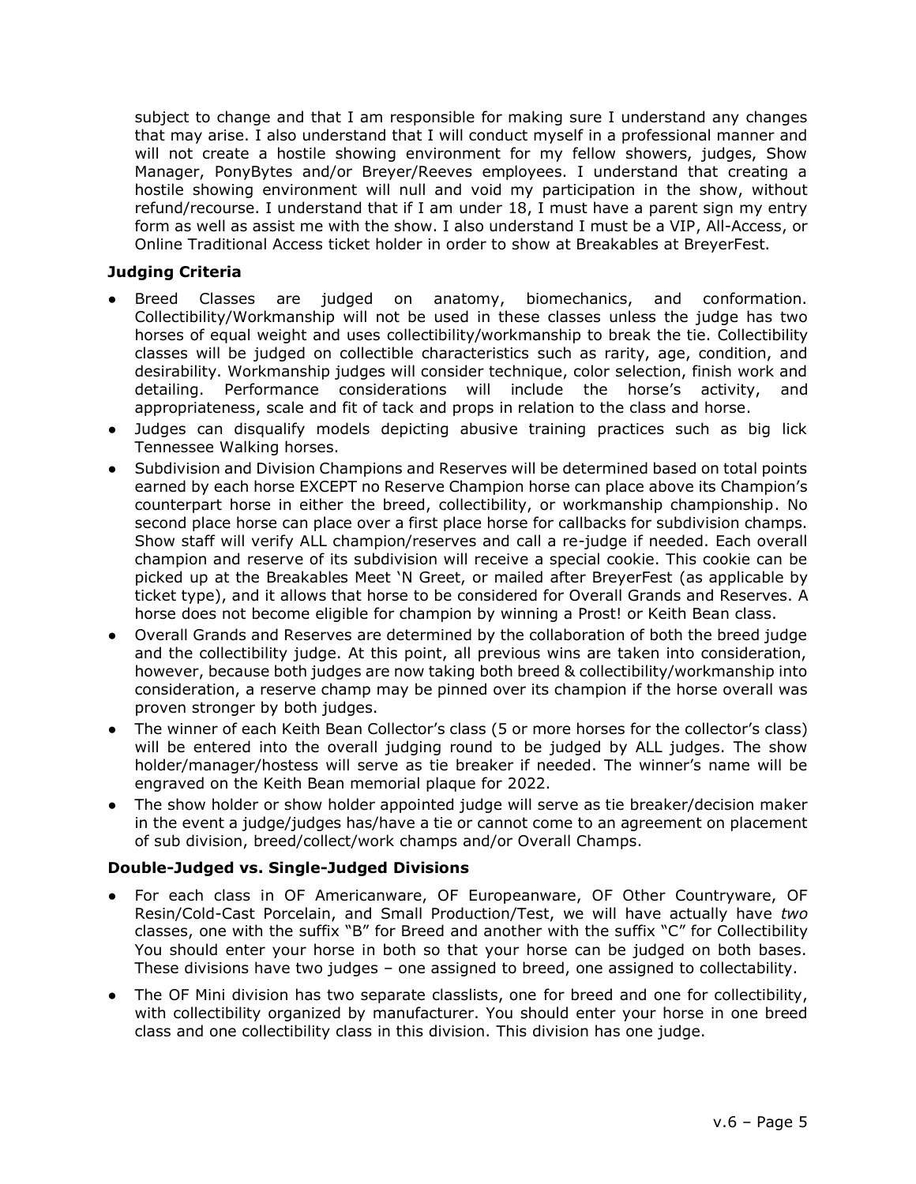subject to change and that I am responsible for making sure I understand any changes that may arise. I also understand that I will conduct myself in a professional manner and will not create a hostile showing environment for my fellow showers, judges, Show Manager, PonyBytes and/or Breyer/Reeves employees. I understand that creating a hostile showing environment will null and void my participation in the show, without refund/recourse. I understand that if I am under 18, I must have a parent sign my entry form as well as assist me with the show. I also understand I must be a VIP, All-Access, or Online Traditional Access ticket holder in order to show at Breakables at BreyerFest.

**Judging Criteria**

- Breed Classes are judged on anatomy, biomechanics, and conformation. Collectibility/Workmanship will not be used in these classes unless the judge has two horses of equal weight and uses collectibility/workmanship to break the tie. Collectibility classes will be judged on collectible characteristics such as rarity, age, condition, and desirability. Workmanship judges will consider technique, color selection, finish work and detailing. Performance considerations will include the horse's activity, and appropriateness, scale and fit of tack and props in relation to the class and horse.
- Judges can disqualify models depicting abusive training practices such as big lick Tennessee Walking horses.
- Subdivision and Division Champions and Reserves will be determined based on total points earned by each horse EXCEPT no Reserve Champion horse can place above its Champion's counterpart horse in either the breed, collectibility, or workmanship championship. No second place horse can place over a first place horse for callbacks for subdivision champs. Show staff will verify ALL champion/reserves and call a re-judge if needed. Each overall champion and reserve of its subdivision will receive a special cookie. This cookie can be picked up at the Breakables Meet 'N Greet, or mailed after BreyerFest (as applicable by ticket type), and it allows that horse to be considered for Overall Grands and Reserves. A horse does not become eligible for champion by winning a Prost! or Keith Bean class.
- Overall Grands and Reserves are determined by the collaboration of both the breed judge and the collectibility judge. At this point, all previous wins are taken into consideration, however, because both judges are now taking both breed & collectibility/workmanship into consideration, a reserve champ may be pinned over its champion if the horse overall was proven stronger by both judges.
- The winner of each Keith Bean Collector's class (5 or more horses for the collector's class) will be entered into the overall judging round to be judged by ALL judges. The show holder/manager/hostess will serve as tie breaker if needed. The winner's name will be engraved on the Keith Bean memorial plaque for 2022.
- The show holder or show holder appointed judge will serve as tie breaker/decision maker in the event a judge/judges has/have a tie or cannot come to an agreement on placement of sub division, breed/collect/work champs and/or Overall Champs.

**Double-Judged vs. Single-Judged Divisions**

- For each class in OF Americanware, OF Europeanware, OF Other Countryware, OF Resin/Cold-Cast Porcelain, and Small Production/Test, we will have actually have *two* classes, one with the suffix "B" for Breed and another with the suffix "C" for Collectibility You should enter your horse in both so that your horse can be judged on both bases. These divisions have two judges – one assigned to breed, one assigned to collectability.
- The OF Mini division has two separate classlists, one for breed and one for collectibility, with collectibility organized by manufacturer. You should enter your horse in one breed class and one collectibility class in this division. This division has one judge.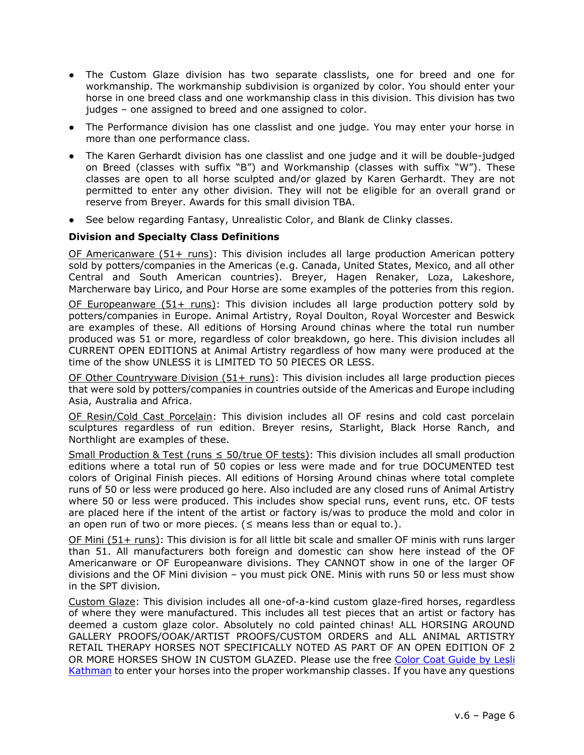- The Custom Glaze division has two separate classlists, one for breed and one for workmanship. The workmanship subdivision is organized by color. You should enter your horse in one breed class and one workmanship class in this division. This division has two judges – one assigned to breed and one assigned to color.
- The Performance division has one classlist and one judge. You may enter your horse in more than one performance class.
- The Karen Gerhardt division has one classlist and one judge and it will be double-judged on Breed (classes with suffix "B") and Workmanship (classes with suffix "W"). These classes are open to all horse sculpted and/or glazed by Karen Gerhardt. They are not permitted to enter any other division. They will not be eligible for an overall grand or reserve from Breyer. Awards for this small division TBA.
- See below regarding Fantasy, Unrealistic Color, and Blank de Clinky classes.

**Division and Specialty Class Definitions**

OF Americanware (51+ runs): This division includes all large production American pottery sold by potters/companies in the Americas (e.g. Canada, United States, Mexico, and all other Central and South American countries). Breyer, Hagen Renaker, Loza, Lakeshore, Marcherware bay Lirico, and Pour Horse are some examples of the potteries from this region.

OF Europeanware (51+ runs): This division includes all large production pottery sold by potters/companies in Europe. Animal Artistry, Royal Doulton, Royal Worcester and Beswick are examples of these. All editions of Horsing Around chinas where the total run number produced was 51 or more, regardless of color breakdown, go here. This division includes all CURRENT OPEN EDITIONS at Animal Artistry regardless of how many were produced at the time of the show UNLESS it is LIMITED TO 50 PIECES OR LESS.

OF Other Countryware Division (51+ runs): This division includes all large production pieces that were sold by potters/companies in countries outside of the Americas and Europe including Asia, Australia and Africa.

OF Resin/Cold Cast Porcelain: This division includes all OF resins and cold cast porcelain sculptures regardless of run edition. Breyer resins, Starlight, Black Horse Ranch, and Northlight are examples of these.

Small Production & Test (runs ≤ 50/true OF tests): This division includes all small production editions where a total run of 50 copies or less were made and for true DOCUMENTED test colors of Original Finish pieces. All editions of Horsing Around chinas where total complete runs of 50 or less were produced go here. Also included are any closed runs of Animal Artistry where 50 or less were produced. This includes show special runs, event runs, etc. OF tests are placed here if the intent of the artist or factory is/was to produce the mold and color in an open run of two or more pieces. (≤ means less than or equal to.).

OF Mini (51+ runs): This division is for all little bit scale and smaller OF minis with runs larger than 51. All manufacturers both foreign and domestic can show here instead of the OF Americanware or OF Europeanware divisions. They CANNOT show in one of the larger OF divisions and the OF Mini division – you must pick ONE. Minis with runs 50 or less must show in the SPT division.

Custom Glaze: This division includes all one-of-a-kind custom glaze-fired horses, regardless of where they were manufactured. This includes all test pieces that an artist or factory has deemed a custom glaze color. Absolutely no cold painted chinas! ALL HORSING AROUND GALLERY PROOFS/OOAK/ARTIST PROOFS/CUSTOM ORDERS and ALL ANIMAL ARTISTRY RETAIL THERAPY HORSES NOT SPECIFICALLY NOTED AS PART OF AN OPEN EDITION OF 2 OR MORE HORSES SHOW IN CUSTOM GLAZED. Please use the free Color Coat Guide by Lesli Kathman to enter your horses into the proper workmanship classes. If you have any questions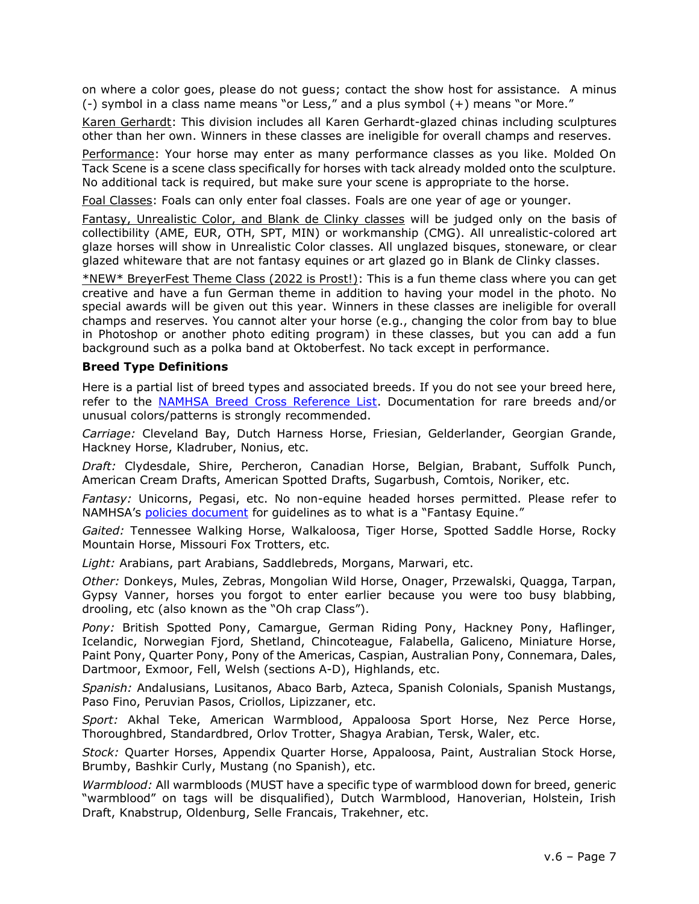on where a color goes, please do not guess; contact the show host for assistance. A minus (-) symbol in a class name means "or Less," and a plus symbol (+) means "or More."

Karen Gerhardt: This division includes all Karen Gerhardt-glazed chinas including sculptures other than her own. Winners in these classes are ineligible for overall champs and reserves.

Performance: Your horse may enter as many performance classes as you like. Molded On Tack Scene is a scene class specifically for horses with tack already molded onto the sculpture. No additional tack is required, but make sure your scene is appropriate to the horse.

Foal Classes: Foals can only enter foal classes. Foals are one year of age or younger.

Fantasy, Unrealistic Color, and Blank de Clinky classes will be judged only on the basis of collectibility (AME, EUR, OTH, SPT, MIN) or workmanship (CMG). All unrealistic-colored art glaze horses will show in Unrealistic Color classes. All unglazed bisques, stoneware, or clear glazed whiteware that are not fantasy equines or art glazed go in Blank de Clinky classes.

*NEW* BreyerFest Theme Class (2022 is Prost!): This is a fun theme class where you can get creative and have a fun German theme in addition to having your model in the photo. No special awards will be given out this year. Winners in these classes are ineligible for overall champs and reserves. You cannot alter your horse (e.g., changing the color from bay to blue in Photoshop or another photo editing program) in these classes, but you can add a fun background such as a polka band at Oktoberfest. No tack except in performance.

**Breed Type Definitions**

Here is a partial list of breed types and associated breeds. If you do not see your breed here, refer to the NAMHSA Breed Cross Reference List. Documentation for rare breeds and/or unusual colors/patterns is strongly recommended.

*Carriage:* Cleveland Bay, Dutch Harness Horse, Friesian, Gelderlander, Georgian Grande, Hackney Horse, Kladruber, Nonius, etc.

*Draft:* Clydesdale, Shire, Percheron, Canadian Horse, Belgian, Brabant, Suffolk Punch, American Cream Drafts, American Spotted Drafts, Sugarbush, Comtois, Noriker, etc.

*Fantasy:* Unicorns, Pegasi, etc. No non-equine headed horses permitted. Please refer to NAMHSA's policies document for guidelines as to what is a "Fantasy Equine."

*Gaited:* Tennessee Walking Horse, Walkaloosa, Tiger Horse, Spotted Saddle Horse, Rocky Mountain Horse, Missouri Fox Trotters, etc.

*Light:* Arabians, part Arabians, Saddlebreds, Morgans, Marwari, etc.

*Other:* Donkeys, Mules, Zebras, Mongolian Wild Horse, Onager, Przewalski, Quagga, Tarpan, Gypsy Vanner, horses you forgot to enter earlier because you were too busy blabbing, drooling, etc (also known as the "Oh crap Class").

*Pony:* British Spotted Pony, Camargue, German Riding Pony, Hackney Pony, Haflinger, Icelandic, Norwegian Fjord, Shetland, Chincoteague, Falabella, Galiceno, Miniature Horse, Paint Pony, Quarter Pony, Pony of the Americas, Caspian, Australian Pony, Connemara, Dales, Dartmoor, Exmoor, Fell, Welsh (sections A-D), Highlands, etc.

*Spanish:* Andalusians, Lusitanos, Abaco Barb, Azteca, Spanish Colonials, Spanish Mustangs, Paso Fino, Peruvian Pasos, Criollos, Lipizzaner, etc.

*Sport:* Akhal Teke, American Warmblood, Appaloosa Sport Horse, Nez Perce Horse, Thoroughbred, Standardbred, Orlov Trotter, Shagya Arabian, Tersk, Waler, etc.

*Stock:* Quarter Horses, Appendix Quarter Horse, Appaloosa, Paint, Australian Stock Horse, Brumby, Bashkir Curly, Mustang (no Spanish), etc.

*Warmblood:* All warmbloods (MUST have a specific type of warmblood down for breed, generic "warmblood" on tags will be disqualified), Dutch Warmblood, Hanoverian, Holstein, Irish Draft, Knabstrup, Oldenburg, Selle Francais, Trakehner, etc.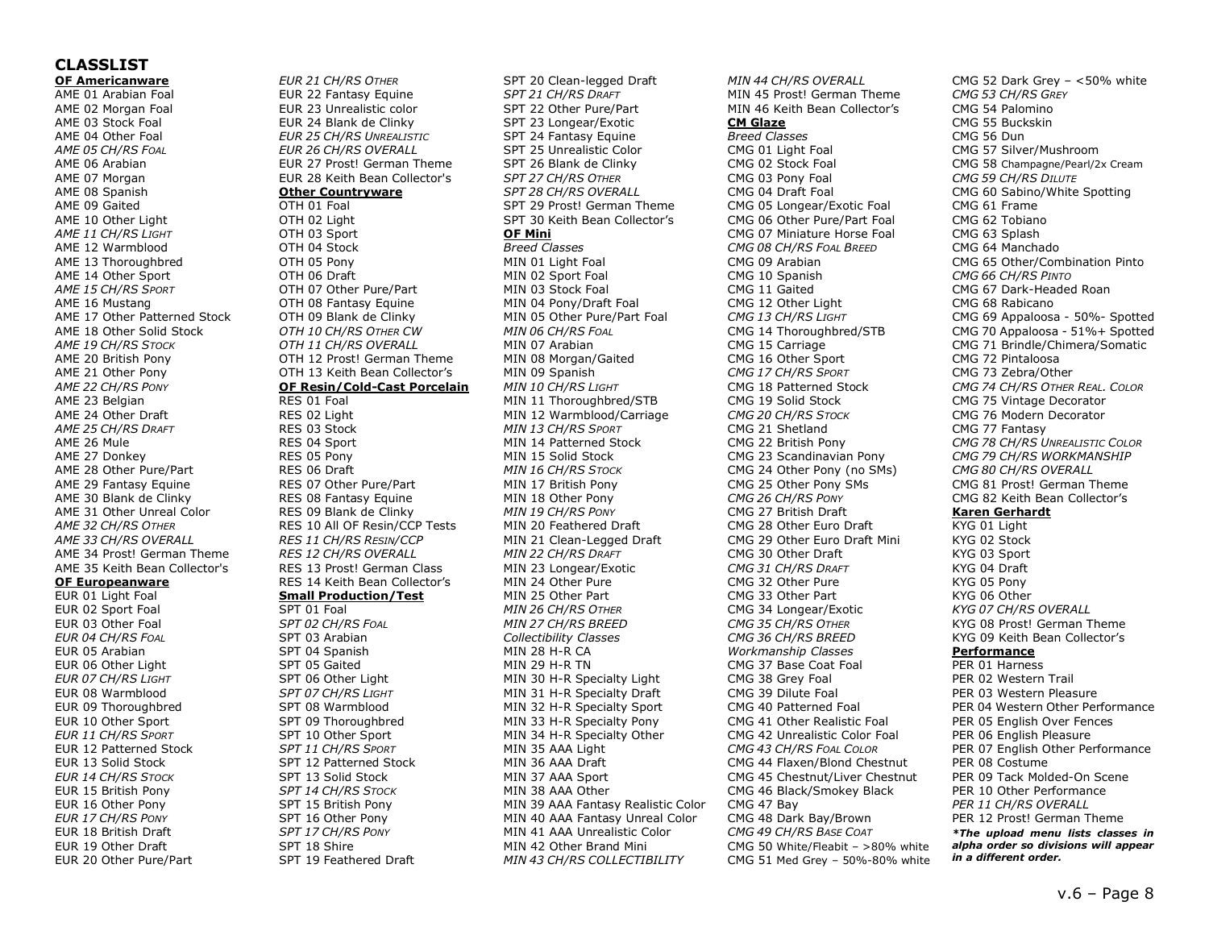# CLASSLIST

**OF Americanware**

AME 01 Arabian Foal
AME 02 Morgan Foal
AME 03 Stock Foal
AME 04 Other Foal
*AME 05 CH/RS FOAL*
AME 06 Arabian
AME 07 Morgan
AME 08 Spanish
AME 09 Gaited
AME 10 Other Light
*AME 11 CH/RS LIGHT*
AME 12 Warmblood
AME 13 Thoroughbred
AME 14 Other Sport
*AME 15 CH/RS SPORT*
AME 16 Mustang
AME 17 Other Patterned Stock
AME 18 Other Solid Stock
*AME 19 CH/RS STOCK*
AME 20 British Pony
AME 21 Other Pony
*AME 22 CH/RS PONY*
AME 23 Belgian
AME 24 Other Draft
*AME 25 CH/RS DRAFT*
AME 26 Mule
AME 27 Donkey
AME 28 Other Pure/Part
AME 29 Fantasy Equine
AME 30 Blank de Clinky
AME 31 Other Unreal Color
*AME 32 CH/RS OTHER*
*AME 33 CH/RS OVERALL*
AME 34 Prost! German Theme
AME 35 Keith Bean Collector's

**OF Europeanware**

EUR 01 Light Foal
EUR 02 Sport Foal
EUR 03 Other Foal
*EUR 04 CH/RS FOAL*
EUR 05 Arabian
EUR 06 Other Light
*EUR 07 CH/RS LIGHT*
EUR 08 Warmblood
EUR 09 Thoroughbred
EUR 10 Other Sport
*EUR 11 CH/RS SPORT*
EUR 12 Patterned Stock
EUR 13 Solid Stock
*EUR 14 CH/RS STOCK*
EUR 15 British Pony
EUR 16 Other Pony
*EUR 17 CH/RS PONY*
EUR 18 British Draft
EUR 19 Other Draft
EUR 20 Other Pure/Part
*EUR 21 CH/RS OTHER*
EUR 22 Fantasy Equine
EUR 23 Unrealistic color
EUR 24 Blank de Clinky
*EUR 25 CH/RS UNREALISTIC*
*EUR 26 CH/RS OVERALL*
EUR 27 Prost! German Theme
EUR 28 Keith Bean Collector's

**Other Countryware**

OTH 01 Foal
OTH 02 Light
OTH 03 Sport
OTH 04 Stock
OTH 05 Pony
OTH 06 Draft
OTH 07 Other Pure/Part
OTH 08 Fantasy Equine
OTH 09 Blank de Clinky
*OTH 10 CH/RS OTHER CW*
*OTH 11 CH/RS OVERALL*
OTH 12 Prost! German Theme
OTH 13 Keith Bean Collector's

**OF Resin/Cold-Cast Porcelain**

RES 01 Foal
RES 02 Light
RES 03 Stock
RES 04 Sport
RES 05 Pony
RES 06 Draft
RES 07 Other Pure/Part
RES 08 Fantasy Equine
RES 09 Blank de Clinky
RES 10 All OF Resin/CCP Tests
*RES 11 CH/RS RESIN/CCP*
*RES 12 CH/RS OVERALL*
RES 13 Prost! German Class
RES 14 Keith Bean Collector's

**Small Production/Test**

SPT 01 Foal
*SPT 02 CH/RS FOAL*
SPT 03 Arabian
SPT 04 Spanish
SPT 05 Gaited
SPT 06 Other Light
*SPT 07 CH/RS LIGHT*
SPT 08 Warmblood
SPT 09 Thoroughbred
SPT 10 Other Sport
*SPT 11 CH/RS SPORT*
SPT 12 Patterned Stock
SPT 13 Solid Stock
*SPT 14 CH/RS STOCK*
SPT 15 British Pony
SPT 16 Other Pony
*SPT 17 CH/RS PONY*
SPT 18 Shire
SPT 19 Feathered Draft
SPT 20 Clean-legged Draft
*SPT 21 CH/RS DRAFT*
SPT 22 Other Pure/Part
SPT 23 Longear/Exotic
SPT 24 Fantasy Equine
SPT 25 Unrealistic Color
SPT 26 Blank de Clinky
*SPT 27 CH/RS OTHER*
*SPT 28 CH/RS OVERALL*
SPT 29 Prost! German Theme
SPT 30 Keith Bean Collector's

**OF Mini**

*Breed Classes*
MIN 01 Light Foal
MIN 02 Sport Foal
MIN 03 Stock Foal
MIN 04 Pony/Draft Foal
MIN 05 Other Pure/Part Foal
*MIN 06 CH/RS FOAL*
MIN 07 Arabian
MIN 08 Morgan/Gaited
MIN 09 Spanish
*MIN 10 CH/RS LIGHT*
MIN 11 Thoroughbred/STB
MIN 12 Warmblood/Carriage
*MIN 13 CH/RS SPORT*
MIN 14 Patterned Stock
MIN 15 Solid Stock
*MIN 16 CH/RS STOCK*
MIN 17 British Pony
MIN 18 Other Pony
*MIN 19 CH/RS PONY*
MIN 20 Feathered Draft
MIN 21 Clean-Legged Draft
*MIN 22 CH/RS DRAFT*
MIN 23 Longear/Exotic
MIN 24 Other Pure
MIN 25 Other Part
*MIN 26 CH/RS OTHER*
*MIN 27 CH/RS BREED*
*Collectibility Classes*
MIN 28 H-R CA
MIN 29 H-R TN
MIN 30 H-R Specialty Light
MIN 31 H-R Specialty Draft
MIN 32 H-R Specialty Sport
MIN 33 H-R Specialty Pony
MIN 34 H-R Specialty Other
MIN 35 AAA Light
MIN 36 AAA Draft
MIN 37 AAA Sport
MIN 38 AAA Other
MIN 39 AAA Fantasy Realistic Color
MIN 40 AAA Fantasy Unreal Color
MIN 41 AAA Unrealistic Color
MIN 42 Other Brand Mini
*MIN 43 CH/RS COLLECTIBILITY*
*MIN 44 CH/RS OVERALL*
MIN 45 Prost! German Theme
MIN 46 Keith Bean Collector's

**CM Glaze**

*Breed Classes*
CMG 01 Light Foal
CMG 02 Stock Foal
CMG 03 Pony Foal
CMG 04 Draft Foal
CMG 05 Longear/Exotic Foal
CMG 06 Other Pure/Part Foal
CMG 07 Miniature Horse Foal
*CMG 08 CH/RS FOAL BREED*
CMG 09 Arabian
CMG 10 Spanish
CMG 11 Gaited
CMG 12 Other Light
*CMG 13 CH/RS LIGHT*
CMG 14 Thoroughbred/STB
CMG 15 Carriage
CMG 16 Other Sport
*CMG 17 CH/RS SPORT*
CMG 18 Patterned Stock
CMG 19 Solid Stock
*CMG 20 CH/RS STOCK*
CMG 21 Shetland
CMG 22 British Pony
CMG 23 Scandinavian Pony
CMG 24 Other Pony (no SMs)
CMG 25 Other Pony SMs
*CMG 26 CH/RS PONY*
CMG 27 British Draft
CMG 28 Other Euro Draft
CMG 29 Other Euro Draft Mini
CMG 30 Other Draft
*CMG 31 CH/RS DRAFT*
CMG 32 Other Pure
CMG 33 Other Part
CMG 34 Longear/Exotic
*CMG 35 CH/RS OTHER*
*CMG 36 CH/RS BREED*
*Workmanship Classes*
CMG 37 Base Coat Foal
CMG 38 Grey Foal
CMG 39 Dilute Foal
CMG 40 Patterned Foal
CMG 41 Other Realistic Foal
CMG 42 Unrealistic Color Foal
*CMG 43 CH/RS FOAL COLOR*
CMG 44 Flaxen/Blond Chestnut
CMG 45 Chestnut/Liver Chestnut
CMG 46 Black/Smokey Black
CMG 47 Bay
CMG 48 Dark Bay/Brown
*CMG 49 CH/RS BASE COAT*
CMG 50 White/Fleabit – >80% white
CMG 51 Med Grey – 50%-80% white
CMG 52 Dark Grey – <50% white
*CMG 53 CH/RS GREY*
CMG 54 Palomino
CMG 55 Buckskin
CMG 56 Dun
CMG 57 Silver/Mushroom
CMG 58 Champagne/Pearl/2x Cream
*CMG 59 CH/RS DILUTE*
CMG 60 Sabino/White Spotting
CMG 61 Frame
CMG 62 Tobiano
CMG 63 Splash
CMG 64 Manchado
CMG 65 Other/Combination Pinto
*CMG 66 CH/RS PINTO*
CMG 67 Dark-Headed Roan
CMG 68 Rabicano
CMG 69 Appaloosa - 50%- Spotted
CMG 70 Appaloosa - 51%+ Spotted
CMG 71 Brindle/Chimera/Somatic
CMG 72 Pintaloosa
CMG 73 Zebra/Other
*CMG 74 CH/RS OTHER REAL. COLOR*
CMG 75 Vintage Decorator
CMG 76 Modern Decorator
CMG 77 Fantasy
*CMG 78 CH/RS UNREALISTIC COLOR*
*CMG 79 CH/RS WORKMANSHIP*
*CMG 80 CH/RS OVERALL*
CMG 81 Prost! German Theme
CMG 82 Keith Bean Collector's

**Karen Gerhardt**

KYG 01 Light
KYG 02 Stock
KYG 03 Sport
KYG 04 Draft
KYG 05 Pony
KYG 06 Other
*KYG 07 CH/RS OVERALL*
KYG 08 Prost! German Theme
KYG 09 Keith Bean Collector's

**Performance**

PER 01 Harness
PER 02 Western Trail
PER 03 Western Pleasure
PER 04 Western Other Performance
PER 05 English Over Fences
PER 06 English Pleasure
PER 07 English Other Performance
PER 08 Costume
PER 09 Tack Molded-On Scene
PER 10 Other Performance
*PER 11 CH/RS OVERALL*
PER 12 Prost! German Theme

***The upload menu lists classes in alpha order so divisions will appear in a different order.***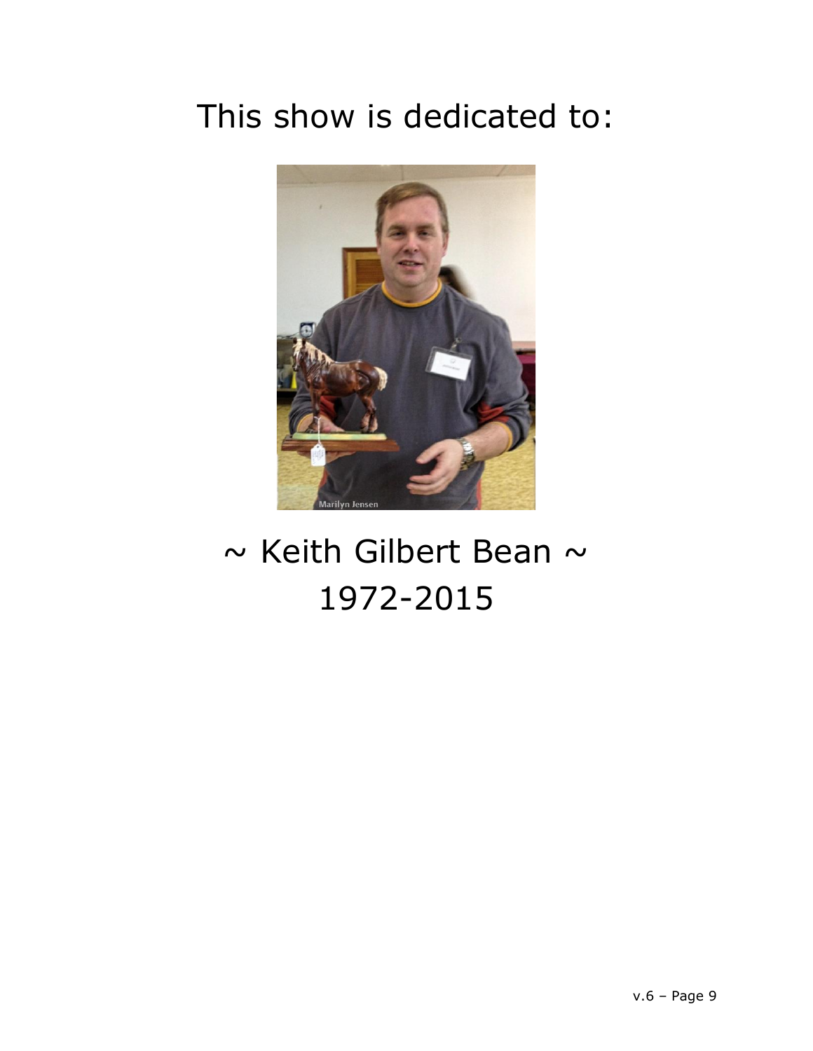# This show is dedicated to:

Marilyn Jensen

~ Keith Gilbert Bean ~
1972-2015